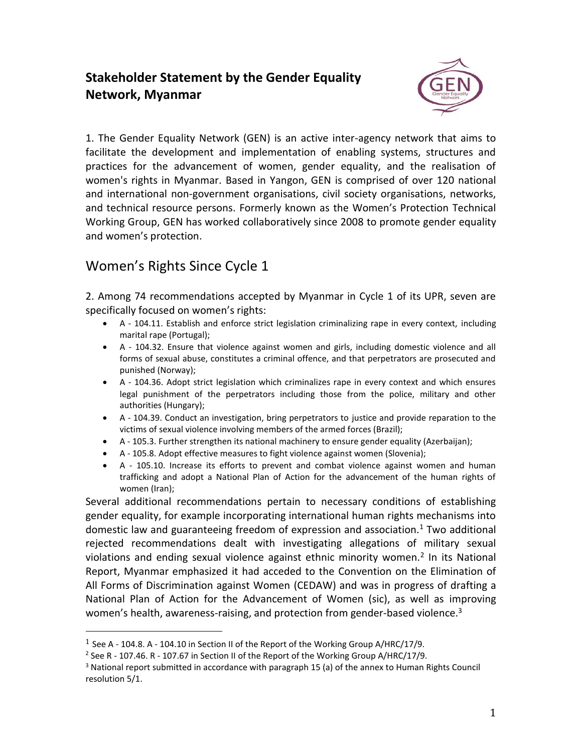# Stakeholder Statement by the Gender Equality Network, Myanmar

1. The Gender Equality Network (GEN) is an active inter-agency network that aims to facilitate the development and implementation of enabling systems, structures and practices for the advancement of women, gender equality, and the realisation of women's rights in Myanmar. Based in Yangon, GEN is comprised of over 120 national and international non-government organisations, civil society organisations, networks, and technical resource persons. Formerly known as the Women's Protection Technical Working Group, GEN has worked collaboratively since 2008 to promote gender equality and women's protection.

## Women's Rights Since Cycle 1

2. Among 74 recommendations accepted by Myanmar in Cycle 1 of its UPR, seven are specifically focused on women's rights:

- A - 104.11. Establish and enforce strict legislation criminalizing rape in every context, including marital rape (Portugal);
- A - 104.32. Ensure that violence against women and girls, including domestic violence and all forms of sexual abuse, constitutes a criminal offence, and that perpetrators are prosecuted and punished (Norway);
- A - 104.36. Adopt strict legislation which criminalizes rape in every context and which ensures legal punishment of the perpetrators including those from the police, military and other authorities (Hungary);
- A - 104.39. Conduct an investigation, bring perpetrators to justice and provide reparation to the victims of sexual violence involving members of the armed forces (Brazil);
- A - 105.3. Further strengthen its national machinery to ensure gender equality (Azerbaijan);
- A - 105.8. Adopt effective measures to fight violence against women (Slovenia);
- A - 105.10. Increase its efforts to prevent and combat violence against women and human trafficking and adopt a National Plan of Action for the advancement of the human rights of women (Iran);

Several additional recommendations pertain to necessary conditions of establishing gender equality, for example incorporating international human rights mechanisms into domestic law and guaranteeing freedom of expression and association.[1] Two additional rejected recommendations dealt with investigating allegations of military sexual violations and ending sexual violence against ethnic minority women.[2] In its National Report, Myanmar emphasized it had acceded to the Convention on the Elimination of All Forms of Discrimination against Women (CEDAW) and was in progress of drafting a National Plan of Action for the Advancement of Women (sic), as well as improving women's health, awareness-raising, and protection from gender-based violence.[3]

---

[1] See A - 104.8. A - 104.10 in Section II of the Report of the Working Group A/HRC/17/9.

[2] See R - 107.46. R - 107.67 in Section II of the Report of the Working Group A/HRC/17/9.

[3] National report submitted in accordance with paragraph 15 (a) of the annex to Human Rights Council resolution 5/1.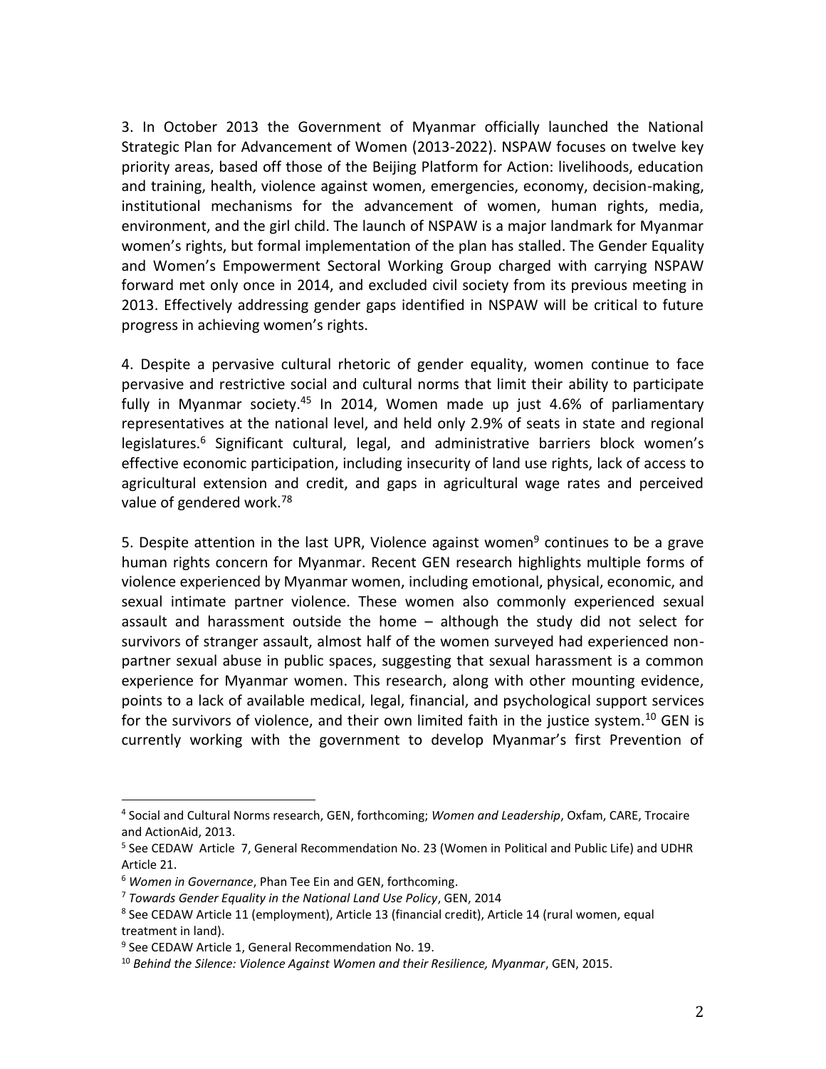3. In October 2013 the Government of Myanmar officially launched the National Strategic Plan for Advancement of Women (2013-2022). NSPAW focuses on twelve key priority areas, based off those of the Beijing Platform for Action: livelihoods, education and training, health, violence against women, emergencies, economy, decision-making, institutional mechanisms for the advancement of women, human rights, media, environment, and the girl child. The launch of NSPAW is a major landmark for Myanmar women's rights, but formal implementation of the plan has stalled. The Gender Equality and Women's Empowerment Sectoral Working Group charged with carrying NSPAW forward met only once in 2014, and excluded civil society from its previous meeting in 2013. Effectively addressing gender gaps identified in NSPAW will be critical to future progress in achieving women's rights.

4. Despite a pervasive cultural rhetoric of gender equality, women continue to face pervasive and restrictive social and cultural norms that limit their ability to participate fully in Myanmar society.[4][5] In 2014, Women made up just 4.6% of parliamentary representatives at the national level, and held only 2.9% of seats in state and regional legislatures.[6] Significant cultural, legal, and administrative barriers block women's effective economic participation, including insecurity of land use rights, lack of access to agricultural extension and credit, and gaps in agricultural wage rates and perceived value of gendered work.[7][8]

5. Despite attention in the last UPR, Violence against women[9] continues to be a grave human rights concern for Myanmar. Recent GEN research highlights multiple forms of violence experienced by Myanmar women, including emotional, physical, economic, and sexual intimate partner violence. These women also commonly experienced sexual assault and harassment outside the home – although the study did not select for survivors of stranger assault, almost half of the women surveyed had experienced non-partner sexual abuse in public spaces, suggesting that sexual harassment is a common experience for Myanmar women. This research, along with other mounting evidence, points to a lack of available medical, legal, financial, and psychological support services for the survivors of violence, and their own limited faith in the justice system.[10] GEN is currently working with the government to develop Myanmar's first Prevention of

---

[4] Social and Cultural Norms research, GEN, forthcoming; *Women and Leadership*, Oxfam, CARE, Trocaire and ActionAid, 2013.

[5] See CEDAW Article 7, General Recommendation No. 23 (Women in Political and Public Life) and UDHR Article 21.

[6] *Women in Governance*, Phan Tee Ein and GEN, forthcoming.

[7] *Towards Gender Equality in the National Land Use Policy*, GEN, 2014

[8] See CEDAW Article 11 (employment), Article 13 (financial credit), Article 14 (rural women, equal treatment in land).

[9] See CEDAW Article 1, General Recommendation No. 19.

[10] *Behind the Silence: Violence Against Women and their Resilience, Myanmar*, GEN, 2015.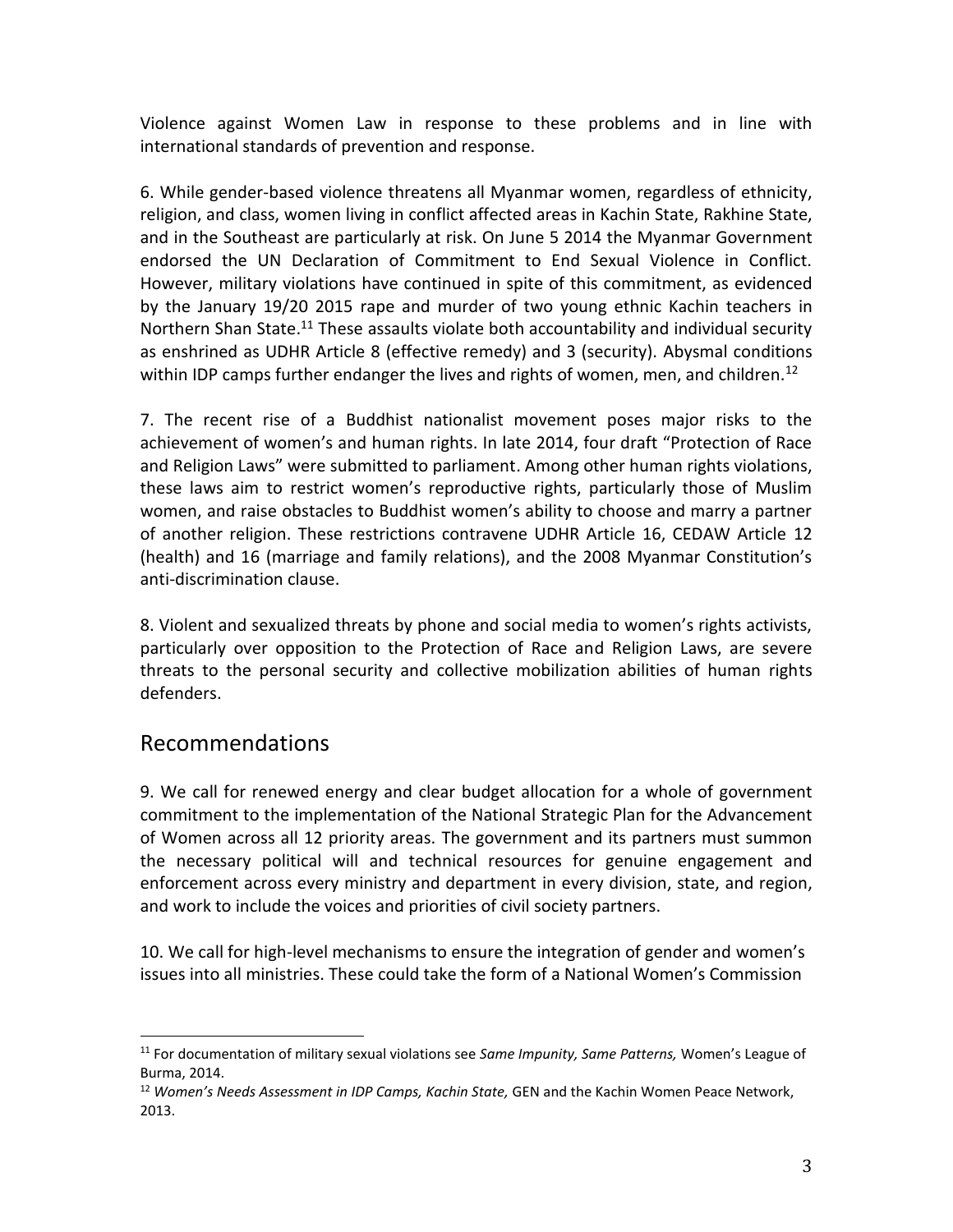Violence against Women Law in response to these problems and in line with international standards of prevention and response.

6. While gender-based violence threatens all Myanmar women, regardless of ethnicity, religion, and class, women living in conflict affected areas in Kachin State, Rakhine State, and in the Southeast are particularly at risk. On June 5 2014 the Myanmar Government endorsed the UN Declaration of Commitment to End Sexual Violence in Conflict. However, military violations have continued in spite of this commitment, as evidenced by the January 19/20 2015 rape and murder of two young ethnic Kachin teachers in Northern Shan State.[11] These assaults violate both accountability and individual security as enshrined as UDHR Article 8 (effective remedy) and 3 (security). Abysmal conditions within IDP camps further endanger the lives and rights of women, men, and children.[12]

7. The recent rise of a Buddhist nationalist movement poses major risks to the achievement of women's and human rights. In late 2014, four draft "Protection of Race and Religion Laws" were submitted to parliament. Among other human rights violations, these laws aim to restrict women's reproductive rights, particularly those of Muslim women, and raise obstacles to Buddhist women's ability to choose and marry a partner of another religion. These restrictions contravene UDHR Article 16, CEDAW Article 12 (health) and 16 (marriage and family relations), and the 2008 Myanmar Constitution's anti-discrimination clause.

8. Violent and sexualized threats by phone and social media to women's rights activists, particularly over opposition to the Protection of Race and Religion Laws, are severe threats to the personal security and collective mobilization abilities of human rights defenders.

## Recommendations

9. We call for renewed energy and clear budget allocation for a whole of government commitment to the implementation of the National Strategic Plan for the Advancement of Women across all 12 priority areas. The government and its partners must summon the necessary political will and technical resources for genuine engagement and enforcement across every ministry and department in every division, state, and region, and work to include the voices and priorities of civil society partners.

10. We call for high-level mechanisms to ensure the integration of gender and women's issues into all ministries. These could take the form of a National Women's Commission

---

[11] For documentation of military sexual violations see *Same Impunity, Same Patterns,* Women's League of Burma, 2014.

[12] *Women's Needs Assessment in IDP Camps, Kachin State,* GEN and the Kachin Women Peace Network, 2013.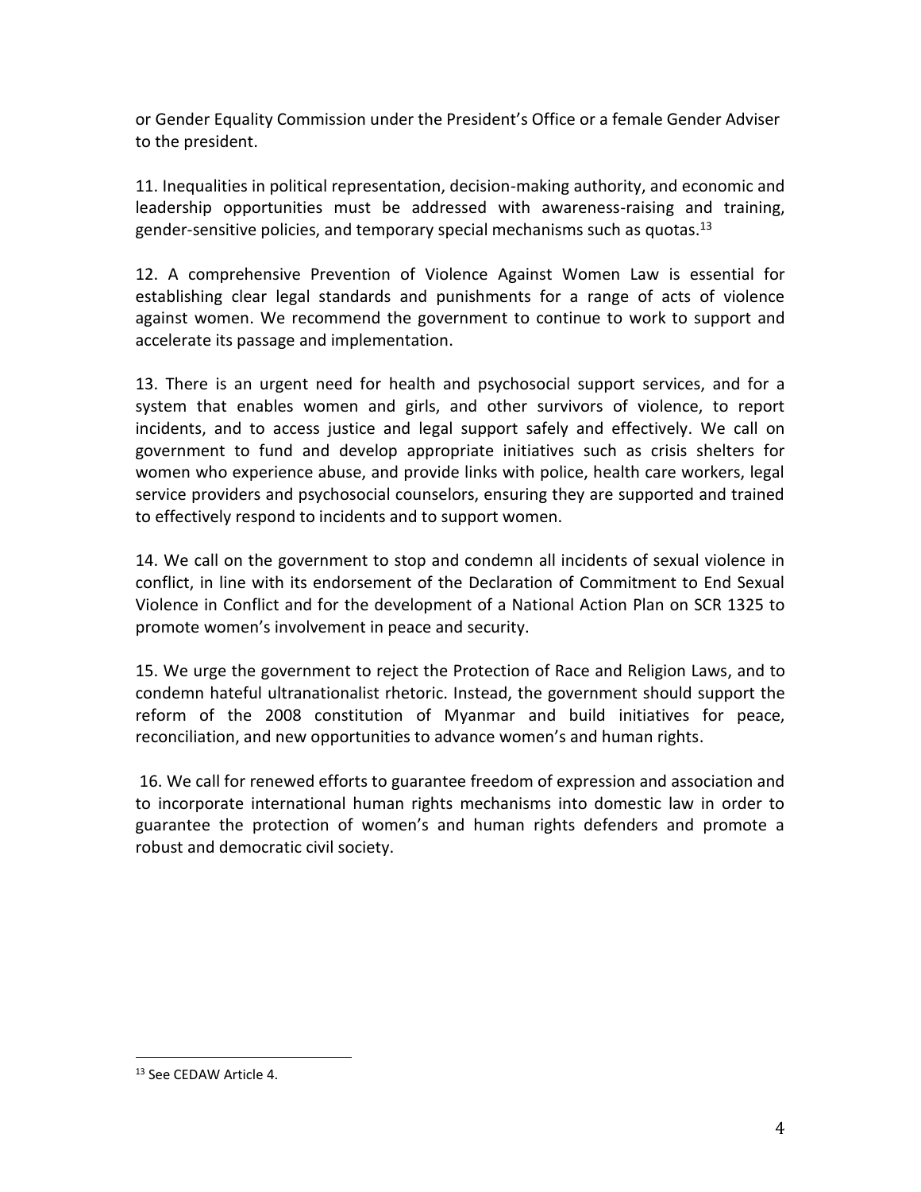or Gender Equality Commission under the President's Office or a female Gender Adviser to the president.

11. Inequalities in political representation, decision-making authority, and economic and leadership opportunities must be addressed with awareness-raising and training, gender-sensitive policies, and temporary special mechanisms such as quotas.[13]

12. A comprehensive Prevention of Violence Against Women Law is essential for establishing clear legal standards and punishments for a range of acts of violence against women. We recommend the government to continue to work to support and accelerate its passage and implementation.

13. There is an urgent need for health and psychosocial support services, and for a system that enables women and girls, and other survivors of violence, to report incidents, and to access justice and legal support safely and effectively. We call on government to fund and develop appropriate initiatives such as crisis shelters for women who experience abuse, and provide links with police, health care workers, legal service providers and psychosocial counselors, ensuring they are supported and trained to effectively respond to incidents and to support women.

14. We call on the government to stop and condemn all incidents of sexual violence in conflict, in line with its endorsement of the Declaration of Commitment to End Sexual Violence in Conflict and for the development of a National Action Plan on SCR 1325 to promote women's involvement in peace and security.

15. We urge the government to reject the Protection of Race and Religion Laws, and to condemn hateful ultranationalist rhetoric. Instead, the government should support the reform of the 2008 constitution of Myanmar and build initiatives for peace, reconciliation, and new opportunities to advance women's and human rights.

16. We call for renewed efforts to guarantee freedom of expression and association and to incorporate international human rights mechanisms into domestic law in order to guarantee the protection of women's and human rights defenders and promote a robust and democratic civil society.

---

[13] See CEDAW Article 4.